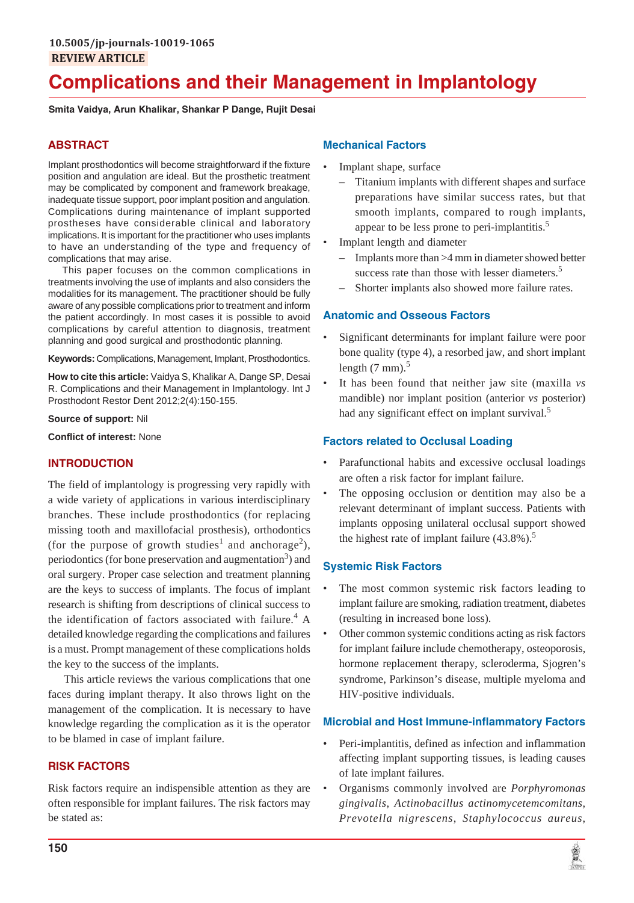10.5005/jp-journals-10019-1065

REVIEW ARTICLE

# Complications and their Management in Implantology

**Smita Vaidya, Arun Khalikar, Shankar P Dange, Rujit Desai**

## ABSTRACT

Implant prosthodontics will become straightforward if the fixture position and angulation are ideal. But the prosthetic treatment may be complicated by component and framework breakage, inadequate tissue support, poor implant position and angulation. Complications during maintenance of implant supported prostheses have considerable clinical and laboratory implications. It is important for the practitioner who uses implants to have an understanding of the type and frequency of complications that may arise.

This paper focuses on the common complications in treatments involving the use of implants and also considers the modalities for its management. The practitioner should be fully aware of any possible complications prior to treatment and inform the patient accordingly. In most cases it is possible to avoid complications by careful attention to diagnosis, treatment planning and good surgical and prosthodontic planning.

**Keywords:** Complications, Management, Implant, Prosthodontics.

**How to cite this article:** Vaidya S, Khalikar A, Dange SP, Desai R. Complications and their Management in Implantology. Int J Prosthodont Restor Dent 2012;2(4):150-155.

**Source of support:** Nil

**Conflict of interest:** None

## INTRODUCTION

The field of implantology is progressing very rapidly with a wide variety of applications in various interdisciplinary branches. These include prosthodontics (for replacing missing tooth and maxillofacial prosthesis), orthodontics (for the purpose of growth studies[1] and anchorage[2]), periodontics (for bone preservation and augmentation[3]) and oral surgery. Proper case selection and treatment planning are the keys to success of implants. The focus of implant research is shifting from descriptions of clinical success to the identification of factors associated with failure.[4] A detailed knowledge regarding the complications and failures is a must. Prompt management of these complications holds the key to the success of the implants.

This article reviews the various complications that one faces during implant therapy. It also throws light on the management of the complication. It is necessary to have knowledge regarding the complication as it is the operator to be blamed in case of implant failure.

## RISK FACTORS

Risk factors require an indispensible attention as they are often responsible for implant failures. The risk factors may be stated as:

### Mechanical Factors

- Implant shape, surface
  - Titanium implants with different shapes and surface preparations have similar success rates, but that smooth implants, compared to rough implants, appear to be less prone to peri-implantitis.[5]
- Implant length and diameter
  - Implants more than >4 mm in diameter showed better success rate than those with lesser diameters.[5]
  - Shorter implants also showed more failure rates.

### Anatomic and Osseous Factors

- Significant determinants for implant failure were poor bone quality (type 4), a resorbed jaw, and short implant length (7 mm).[5]
- It has been found that neither jaw site (maxilla *vs* mandible) nor implant position (anterior *vs* posterior) had any significant effect on implant survival.[5]

### Factors related to Occlusal Loading

- Parafunctional habits and excessive occlusal loadings are often a risk factor for implant failure.
- The opposing occlusion or dentition may also be a relevant determinant of implant success. Patients with implants opposing unilateral occlusal support showed the highest rate of implant failure (43.8%).[5]

### Systemic Risk Factors

- The most common systemic risk factors leading to implant failure are smoking, radiation treatment, diabetes (resulting in increased bone loss).
- Other common systemic conditions acting as risk factors for implant failure include chemotherapy, osteoporosis, hormone replacement therapy, scleroderma, Sjogren's syndrome, Parkinson's disease, multiple myeloma and HIV-positive individuals.

### Microbial and Host Immune-inflammatory Factors

- Peri-implantitis, defined as infection and inflammation affecting implant supporting tissues, is leading causes of late implant failures.
- Organisms commonly involved are *Porphyromonas gingivalis*, *Actinobacillus actinomycetemcomitans*, *Prevotella nigrescens*, *Staphylococcus aureus*,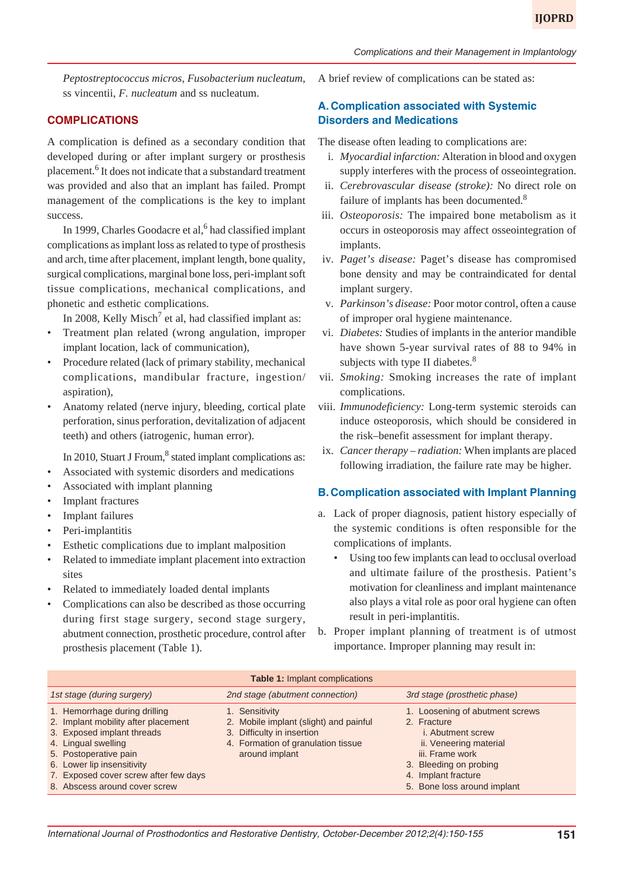*Peptostreptococcus micros*, *Fusobacterium nucleatum*, ss vincentii, *F. nucleatum* and ss nucleatum.

## COMPLICATIONS

A complication is defined as a secondary condition that developed during or after implant surgery or prosthesis placement.[6] It does not indicate that a substandard treatment was provided and also that an implant has failed. Prompt management of the complications is the key to implant success.

In 1999, Charles Goodacre et al,[6] had classified implant complications as implant loss as related to type of prosthesis and arch, time after placement, implant length, bone quality, surgical complications, marginal bone loss, peri-implant soft tissue complications, mechanical complications, and phonetic and esthetic complications.

In 2008, Kelly Misch[7] et al, had classified implant as:

- Treatment plan related (wrong angulation, improper implant location, lack of communication),
- Procedure related (lack of primary stability, mechanical complications, mandibular fracture, ingestion/aspiration),
- Anatomy related (nerve injury, bleeding, cortical plate perforation, sinus perforation, devitalization of adjacent teeth) and others (iatrogenic, human error).

In 2010, Stuart J Froum,[8] stated implant complications as:

- Associated with systemic disorders and medications
- Associated with implant planning
- Implant fractures
- Implant failures
- Peri-implantitis
- Esthetic complications due to implant malposition
- Related to immediate implant placement into extraction sites
- Related to immediately loaded dental implants
- Complications can also be described as those occurring during first stage surgery, second stage surgery, abutment connection, prosthetic procedure, control after prosthesis placement (Table 1).

A brief review of complications can be stated as:

### A. Complication associated with Systemic Disorders and Medications

The disease often leading to complications are:

i. *Myocardial infarction:* Alteration in blood and oxygen supply interferes with the process of osseointegration.
ii. *Cerebrovascular disease (stroke):* No direct role on failure of implants has been documented.[8]
iii. *Osteoporosis:* The impaired bone metabolism as it occurs in osteoporosis may affect osseointegration of implants.
iv. *Paget's disease:* Paget's disease has compromised bone density and may be contraindicated for dental implant surgery.
v. *Parkinson's disease:* Poor motor control, often a cause of improper oral hygiene maintenance.
vi. *Diabetes:* Studies of implants in the anterior mandible have shown 5-year survival rates of 88 to 94% in subjects with type II diabetes.[8]
vii. *Smoking:* Smoking increases the rate of implant complications.
viii. *Immunodeficiency:* Long-term systemic steroids can induce osteoporosis, which should be considered in the risk–benefit assessment for implant therapy.
ix. *Cancer therapy – radiation:* When implants are placed following irradiation, the failure rate may be higher.

### B. Complication associated with Implant Planning

a. Lack of proper diagnosis, patient history especially of the systemic conditions is often responsible for the complications of implants.
   - Using too few implants can lead to occlusal overload and ultimate failure of the prosthesis. Patient's motivation for cleanliness and implant maintenance also plays a vital role as poor oral hygiene can often result in peri-implantitis.
b. Proper implant planning of treatment is of utmost importance. Improper planning may result in:

**Table 1:** Implant complications

| 1st stage (during surgery) | 2nd stage (abutment connection) | 3rd stage (prosthetic phase) |
|---|---|---|
| 1. Hemorrhage during drilling<br>2. Implant mobility after placement<br>3. Exposed implant threads<br>4. Lingual swelling<br>5. Postoperative pain<br>6. Lower lip insensitivity<br>7. Exposed cover screw after few days<br>8. Abscess around cover screw | 1. Sensitivity<br>2. Mobile implant (slight) and painful<br>3. Difficulty in insertion<br>4. Formation of granulation tissue around implant | 1. Loosening of abutment screws<br>2. Fracture<br>i. Abutment screw<br>ii. Veneering material<br>iii. Frame work<br>3. Bleeding on probing<br>4. Implant fracture<br>5. Bone loss around implant |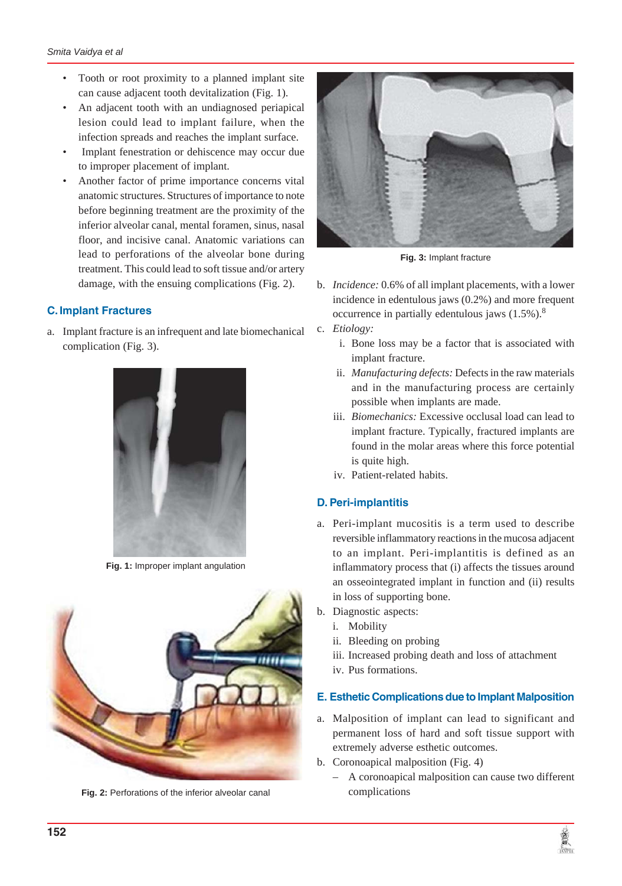- Tooth or root proximity to a planned implant site can cause adjacent tooth devitalization (Fig. 1).
- An adjacent tooth with an undiagnosed periapical lesion could lead to implant failure, when the infection spreads and reaches the implant surface.
- Implant fenestration or dehiscence may occur due to improper placement of implant.
- Another factor of prime importance concerns vital anatomic structures. Structures of importance to note before beginning treatment are the proximity of the inferior alveolar canal, mental foramen, sinus, nasal floor, and incisive canal. Anatomic variations can lead to perforations of the alveolar bone during treatment. This could lead to soft tissue and/or artery damage, with the ensuing complications (Fig. 2).

## C. Implant Fractures

a. Implant fracture is an infrequent and late biomechanical complication (Fig. 3).

**Fig. 1:** Improper implant angulation

**Fig. 2:** Perforations of the inferior alveolar canal

**Fig. 3:** Implant fracture

b. *Incidence:* 0.6% of all implant placements, with a lower incidence in edentulous jaws (0.2%) and more frequent occurrence in partially edentulous jaws (1.5%).[8]

c. *Etiology:*
   i. Bone loss may be a factor that is associated with implant fracture.
   ii. *Manufacturing defects:* Defects in the raw materials and in the manufacturing process are certainly possible when implants are made.
   iii. *Biomechanics:* Excessive occlusal load can lead to implant fracture. Typically, fractured implants are found in the molar areas where this force potential is quite high.
   iv. Patient-related habits.

## D. Peri-implantitis

a. Peri-implant mucositis is a term used to describe reversible inflammatory reactions in the mucosa adjacent to an implant. Peri-implantitis is defined as an inflammatory process that (i) affects the tissues around an osseointegrated implant in function and (ii) results in loss of supporting bone.

b. Diagnostic aspects:
   i. Mobility
   ii. Bleeding on probing
   iii. Increased probing death and loss of attachment
   iv. Pus formations.

## E. Esthetic Complications due to Implant Malposition

a. Malposition of implant can lead to significant and permanent loss of hard and soft tissue support with extremely adverse esthetic outcomes.

b. Coronoapical malposition (Fig. 4)
   – A coronoapical malposition can cause two different complications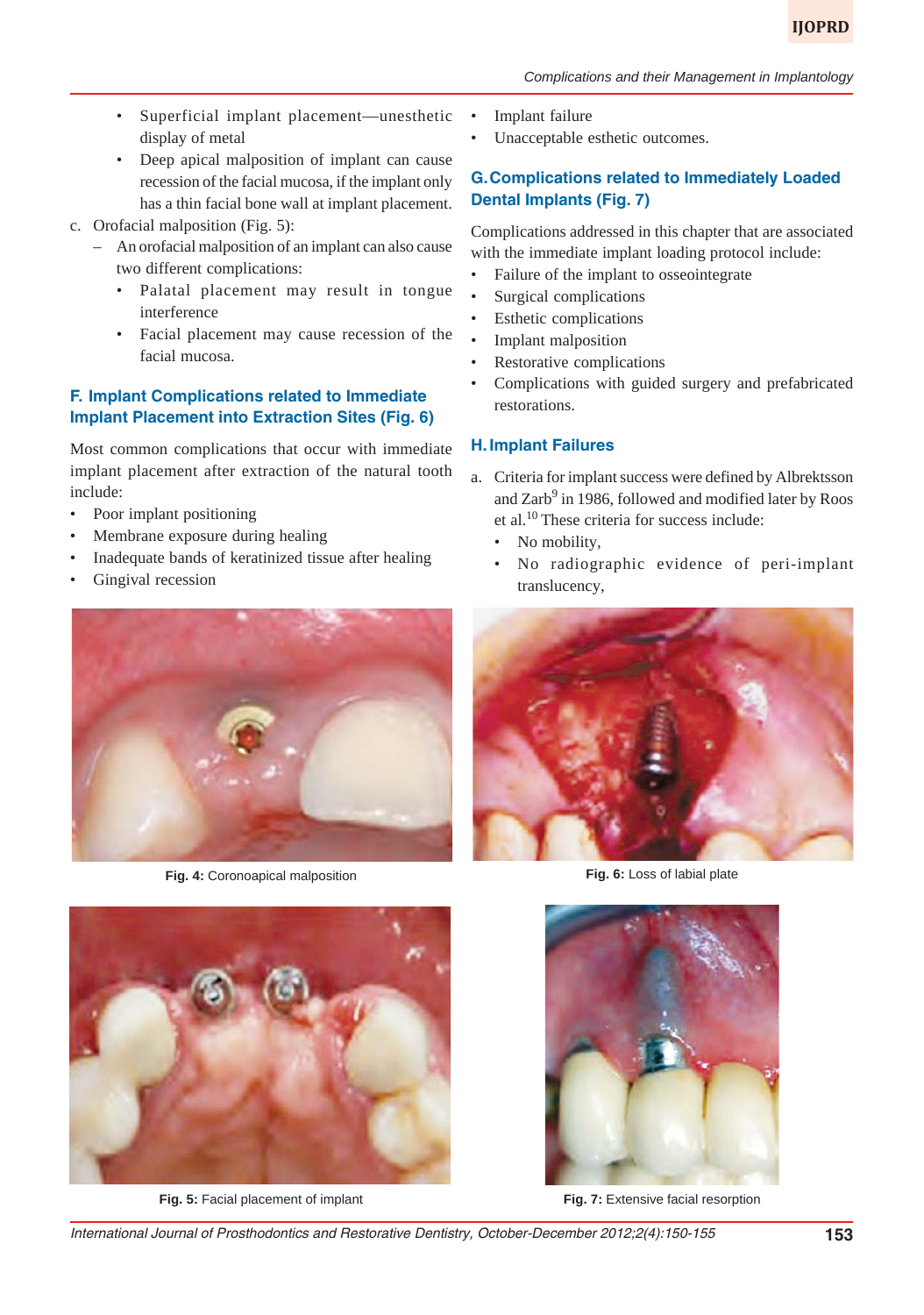- Superficial implant placement—unesthetic display of metal
- Deep apical malposition of implant can cause recession of the facial mucosa, if the implant only has a thin facial bone wall at implant placement.

c. Orofacial malposition (Fig. 5):
   - An orofacial malposition of an implant can also cause two different complications:
     - Palatal placement may result in tongue interference
     - Facial placement may cause recession of the facial mucosa.

### F. Implant Complications related to Immediate Implant Placement into Extraction Sites (Fig. 6)

Most common complications that occur with immediate implant placement after extraction of the natural tooth include:

- Poor implant positioning
- Membrane exposure during healing
- Inadequate bands of keratinized tissue after healing
- Gingival recession
- Implant failure
- Unacceptable esthetic outcomes.

### G. Complications related to Immediately Loaded Dental Implants (Fig. 7)

Complications addressed in this chapter that are associated with the immediate implant loading protocol include:

- Failure of the implant to osseointegrate
- Surgical complications
- Esthetic complications
- Implant malposition
- Restorative complications
- Complications with guided surgery and prefabricated restorations.

### H. Implant Failures

a. Criteria for implant success were defined by Albrektsson and Zarb[9] in 1986, followed and modified later by Roos et al.[10] These criteria for success include:
   - No mobility,
   - No radiographic evidence of peri-implant translucency,

**Fig. 4:** Coronoapical malposition

**Fig. 6:** Loss of labial plate

**Fig. 5:** Facial placement of implant

**Fig. 7:** Extensive facial resorption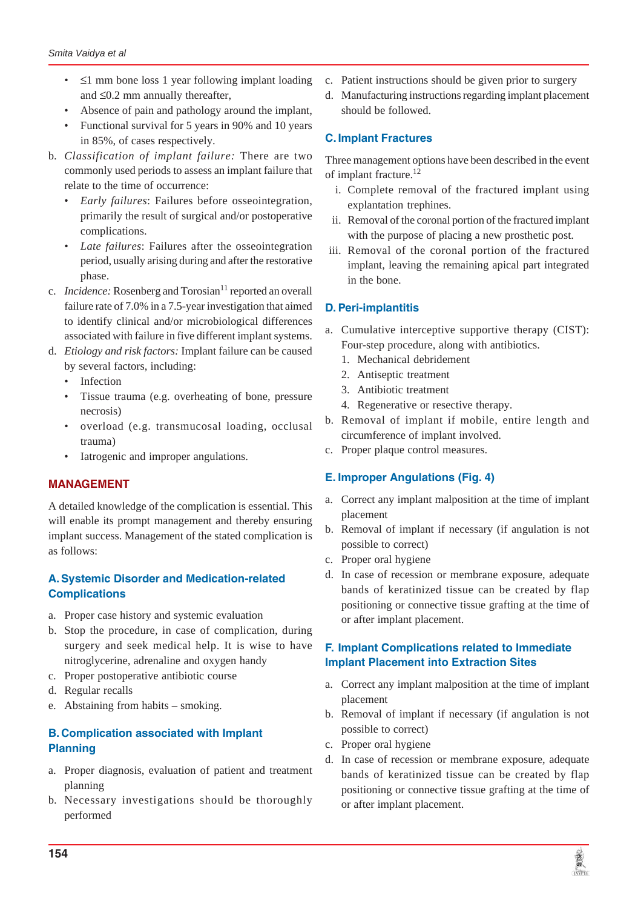- ≤1 mm bone loss 1 year following implant loading and ≤0.2 mm annually thereafter,
- Absence of pain and pathology around the implant,
- Functional survival for 5 years in 90% and 10 years in 85%, of cases respectively.

b. *Classification of implant failure:* There are two commonly used periods to assess an implant failure that relate to the time of occurrence:
   - *Early failures*: Failures before osseointegration, primarily the result of surgical and/or postoperative complications.
   - *Late failures*: Failures after the osseointegration period, usually arising during and after the restorative phase.

c. *Incidence:* Rosenberg and Torosian[11] reported an overall failure rate of 7.0% in a 7.5-year investigation that aimed to identify clinical and/or microbiological differences associated with failure in five different implant systems.

d. *Etiology and risk factors:* Implant failure can be caused by several factors, including:
   - Infection
   - Tissue trauma (e.g. overheating of bone, pressure necrosis)
   - overload (e.g. transmucosal loading, occlusal trauma)
   - Iatrogenic and improper angulations.

## MANAGEMENT

A detailed knowledge of the complication is essential. This will enable its prompt management and thereby ensuring implant success. Management of the stated complication is as follows:

### A. Systemic Disorder and Medication-related Complications

a. Proper case history and systemic evaluation
b. Stop the procedure, in case of complication, during surgery and seek medical help. It is wise to have nitroglycerine, adrenaline and oxygen handy
c. Proper postoperative antibiotic course
d. Regular recalls
e. Abstaining from habits – smoking.

### B. Complication associated with Implant Planning

a. Proper diagnosis, evaluation of patient and treatment planning
b. Necessary investigations should be thoroughly performed
c. Patient instructions should be given prior to surgery
d. Manufacturing instructions regarding implant placement should be followed.

### C. Implant Fractures

Three management options have been described in the event of implant fracture.[12]

i. Complete removal of the fractured implant using explantation trephines.
ii. Removal of the coronal portion of the fractured implant with the purpose of placing a new prosthetic post.
iii. Removal of the coronal portion of the fractured implant, leaving the remaining apical part integrated in the bone.

### D. Peri-implantitis

a. Cumulative interceptive supportive therapy (CIST): Four-step procedure, along with antibiotics.
   1. Mechanical debridement
   2. Antiseptic treatment
   3. Antibiotic treatment
   4. Regenerative or resective therapy.
b. Removal of implant if mobile, entire length and circumference of implant involved.
c. Proper plaque control measures.

### E. Improper Angulations (Fig. 4)

a. Correct any implant malposition at the time of implant placement
b. Removal of implant if necessary (if angulation is not possible to correct)
c. Proper oral hygiene
d. In case of recession or membrane exposure, adequate bands of keratinized tissue can be created by flap positioning or connective tissue grafting at the time of or after implant placement.

### F. Implant Complications related to Immediate Implant Placement into Extraction Sites

a. Correct any implant malposition at the time of implant placement
b. Removal of implant if necessary (if angulation is not possible to correct)
c. Proper oral hygiene
d. In case of recession or membrane exposure, adequate bands of keratinized tissue can be created by flap positioning or connective tissue grafting at the time of or after implant placement.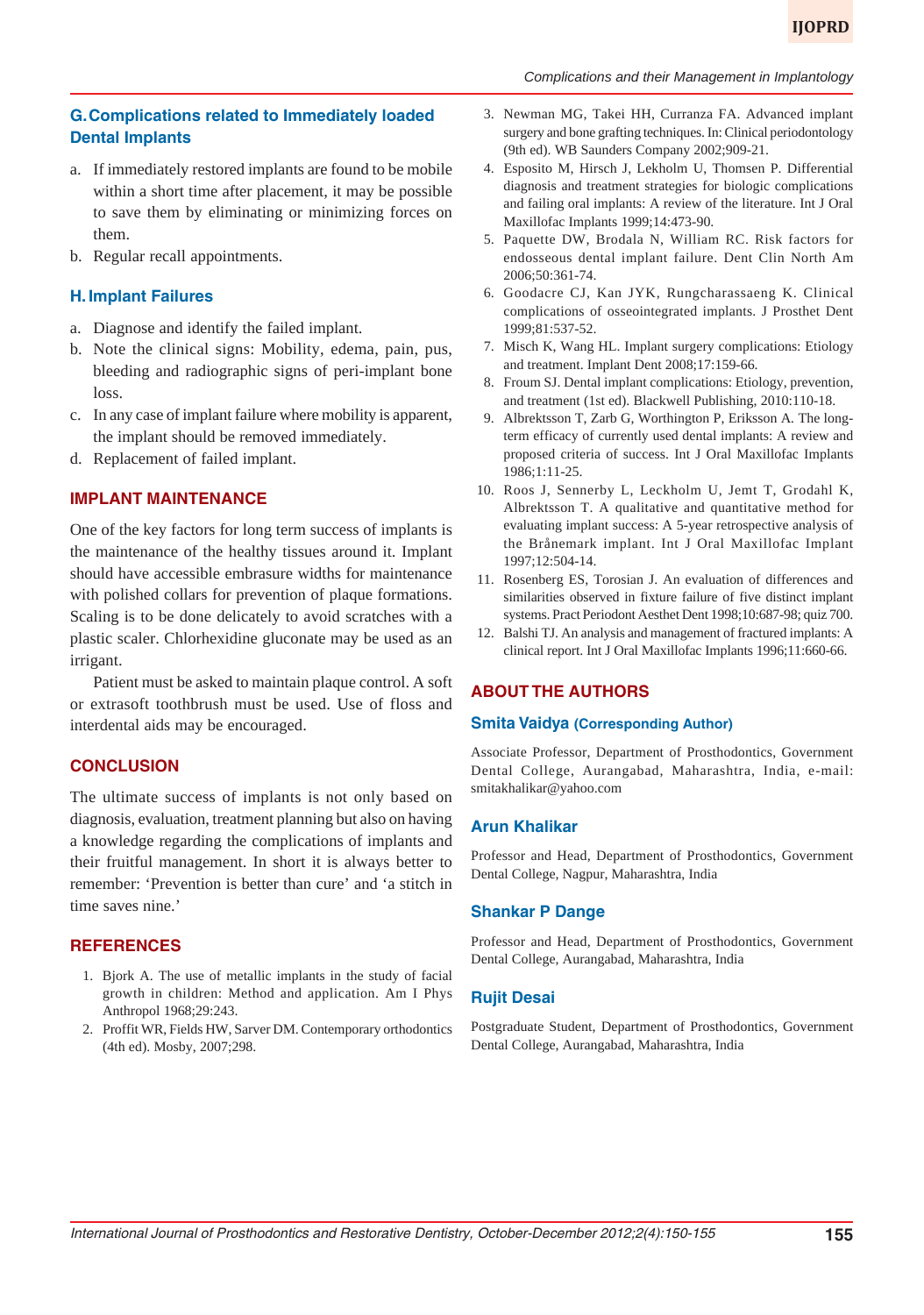### G. Complications related to Immediately loaded Dental Implants

a. If immediately restored implants are found to be mobile within a short time after placement, it may be possible to save them by eliminating or minimizing forces on them.
b. Regular recall appointments.

### H. Implant Failures

a. Diagnose and identify the failed implant.
b. Note the clinical signs: Mobility, edema, pain, pus, bleeding and radiographic signs of peri-implant bone loss.
c. In any case of implant failure where mobility is apparent, the implant should be removed immediately.
d. Replacement of failed implant.

## IMPLANT MAINTENANCE

One of the key factors for long term success of implants is the maintenance of the healthy tissues around it. Implant should have accessible embrasure widths for maintenance with polished collars for prevention of plaque formations. Scaling is to be done delicately to avoid scratches with a plastic scaler. Chlorhexidine gluconate may be used as an irrigant.

Patient must be asked to maintain plaque control. A soft or extrasoft toothbrush must be used. Use of floss and interdental aids may be encouraged.

## CONCLUSION

The ultimate success of implants is not only based on diagnosis, evaluation, treatment planning but also on having a knowledge regarding the complications of implants and their fruitful management. In short it is always better to remember: 'Prevention is better than cure' and 'a stitch in time saves nine.'

## REFERENCES

1. Bjork A. The use of metallic implants in the study of facial growth in children: Method and application. Am I Phys Anthropol 1968;29:243.
2. Proffit WR, Fields HW, Sarver DM. Contemporary orthodontics (4th ed). Mosby, 2007;298.
3. Newman MG, Takei HH, Curranza FA. Advanced implant surgery and bone grafting techniques. In: Clinical periodontology (9th ed). WB Saunders Company 2002;909-21.
4. Esposito M, Hirsch J, Lekholm U, Thomsen P. Differential diagnosis and treatment strategies for biologic complications and failing oral implants: A review of the literature. Int J Oral Maxillofac Implants 1999;14:473-90.
5. Paquette DW, Brodala N, William RC. Risk factors for endosseous dental implant failure. Dent Clin North Am 2006;50:361-74.
6. Goodacre CJ, Kan JYK, Rungcharassaeng K. Clinical complications of osseointegrated implants. J Prosthet Dent 1999;81:537-52.
7. Misch K, Wang HL. Implant surgery complications: Etiology and treatment. Implant Dent 2008;17:159-66.
8. Froum SJ. Dental implant complications: Etiology, prevention, and treatment (1st ed). Blackwell Publishing, 2010:110-18.
9. Albrektsson T, Zarb G, Worthington P, Eriksson A. The long-term efficacy of currently used dental implants: A review and proposed criteria of success. Int J Oral Maxillofac Implants 1986;1:11-25.
10. Roos J, Sennerby L, Leckholm U, Jemt T, Grodahl K, Albrektsson T. A qualitative and quantitative method for evaluating implant success: A 5-year retrospective analysis of the Brånemark implant. Int J Oral Maxillofac Implant 1997;12:504-14.
11. Rosenberg ES, Torosian J. An evaluation of differences and similarities observed in fixture failure of five distinct implant systems. Pract Periodont Aesthet Dent 1998;10:687-98; quiz 700.
12. Balshi TJ. An analysis and management of fractured implants: A clinical report. Int J Oral Maxillofac Implants 1996;11:660-66.

## ABOUT THE AUTHORS

### Smita Vaidya (Corresponding Author)

Associate Professor, Department of Prosthodontics, Government Dental College, Aurangabad, Maharashtra, India, e-mail: smitakhalikar@yahoo.com

### Arun Khalikar

Professor and Head, Department of Prosthodontics, Government Dental College, Nagpur, Maharashtra, India

### Shankar P Dange

Professor and Head, Department of Prosthodontics, Government Dental College, Aurangabad, Maharashtra, India

### Rujit Desai

Postgraduate Student, Department of Prosthodontics, Government Dental College, Aurangabad, Maharashtra, India